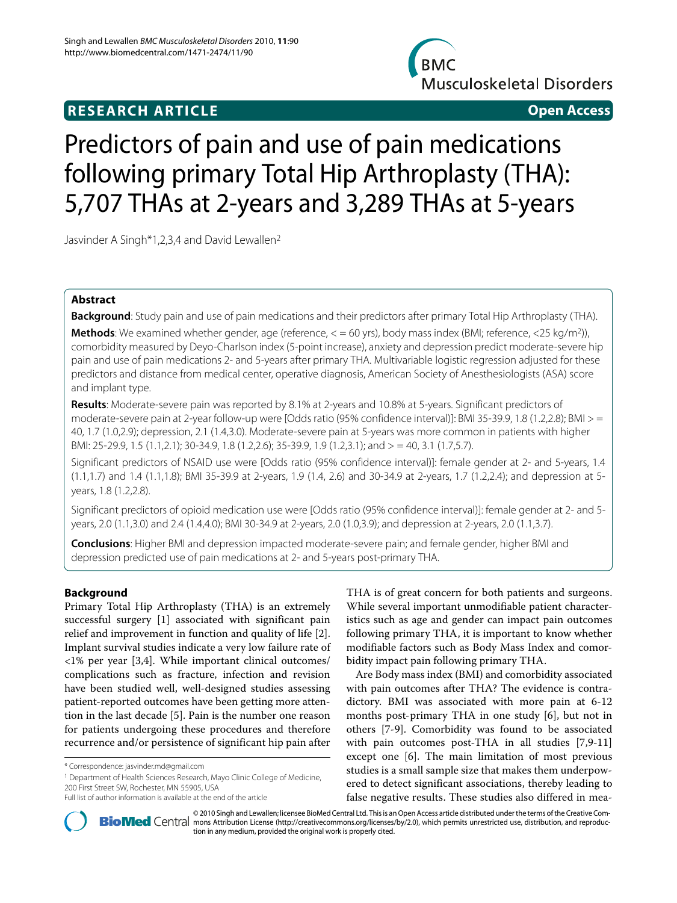**RESEARCH ARTICLE** **Open Access**

# Predictors of pain and use of pain medications following primary Total Hip Arthroplasty (THA): 5,707 THAs at 2-years and 3,289 THAs at 5-years

Jasvinder A Singh*[1,2,3,4] and David Lewallen[2]

## Abstract

**Background**: Study pain and use of pain medications and their predictors after primary Total Hip Arthroplasty (THA).

**Methods**: We examined whether gender, age (reference, < = 60 yrs), body mass index (BMI; reference, <25 kg/m$^2$)), comorbidity measured by Deyo-Charlson index (5-point increase), anxiety and depression predict moderate-severe hip pain and use of pain medications 2- and 5-years after primary THA. Multivariable logistic regression adjusted for these predictors and distance from medical center, operative diagnosis, American Society of Anesthesiologists (ASA) score and implant type.

**Results**: Moderate-severe pain was reported by 8.1% at 2-years and 10.8% at 5-years. Significant predictors of moderate-severe pain at 2-year follow-up were [Odds ratio (95% confidence interval)]: BMI 35-39.9, 1.8 (1.2,2.8); BMI > = 40, 1.7 (1.0,2.9); depression, 2.1 (1.4,3.0). Moderate-severe pain at 5-years was more common in patients with higher BMI: 25-29.9, 1.5 (1.1,2.1); 30-34.9, 1.8 (1.2,2.6); 35-39.9, 1.9 (1.2,3.1); and > = 40, 3.1 (1.7,5.7).

Significant predictors of NSAID use were [Odds ratio (95% confidence interval)]: female gender at 2- and 5-years, 1.4 (1.1,1.7) and 1.4 (1.1,1.8); BMI 35-39.9 at 2-years, 1.9 (1.4, 2.6) and 30-34.9 at 2-years, 1.7 (1.2,2.4); and depression at 5-years, 1.8 (1.2,2.8).

Significant predictors of opioid medication use were [Odds ratio (95% confidence interval)]: female gender at 2- and 5-years, 2.0 (1.1,3.0) and 2.4 (1.4,4.0); BMI 30-34.9 at 2-years, 2.0 (1.0,3.9); and depression at 2-years, 2.0 (1.1,3.7).

**Conclusions**: Higher BMI and depression impacted moderate-severe pain; and female gender, higher BMI and depression predicted use of pain medications at 2- and 5-years post-primary THA.

## Background

Primary Total Hip Arthroplasty (THA) is an extremely successful surgery [1] associated with significant pain relief and improvement in function and quality of life [2]. Implant survival studies indicate a very low failure rate of <1% per year [3,4]. While important clinical outcomes/complications such as fracture, infection and revision have been studied well, well-designed studies assessing patient-reported outcomes have been getting more attention in the last decade [5]. Pain is the number one reason for patients undergoing these procedures and therefore recurrence and/or persistence of significant hip pain after THA is of great concern for both patients and surgeons. While several important unmodifiable patient characteristics such as age and gender can impact pain outcomes following primary THA, it is important to know whether modifiable factors such as Body Mass Index and comorbidity impact pain following primary THA.

Are Body mass index (BMI) and comorbidity associated with pain outcomes after THA? The evidence is contradictory. BMI was associated with more pain at 6-12 months post-primary THA in one study [6], but not in others [7-9]. Comorbidity was found to be associated with pain outcomes post-THA in all studies [7,9-11] except one [6]. The main limitation of most previous studies is a small sample size that makes them underpowered to detect significant associations, thereby leading to false negative results. These studies also differed in mea-

\* Correspondence: jasvinder.md@gmail.com

[1] Department of Health Sciences Research, Mayo Clinic College of Medicine, 200 First Street SW, Rochester, MN 55905, USA

Full list of author information is available at the end of the article

© 2010 Singh and Lewallen; licensee BioMed Central Ltd. This is an Open Access article distributed under the terms of the Creative Commons Attribution License (http://creativecommons.org/licenses/by/2.0), which permits unrestricted use, distribution, and reproduction in any medium, provided the original work is properly cited.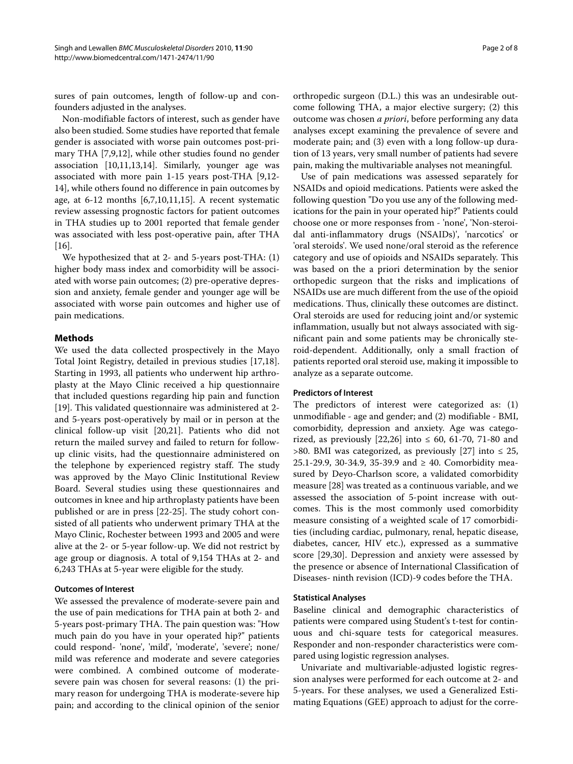sures of pain outcomes, length of follow-up and confounders adjusted in the analyses.

Non-modifiable factors of interest, such as gender have also been studied. Some studies have reported that female gender is associated with worse pain outcomes post-primary THA [7,9,12], while other studies found no gender association [10,11,13,14]. Similarly, younger age was associated with more pain 1-15 years post-THA [9,12-14], while others found no difference in pain outcomes by age, at 6-12 months [6,7,10,11,15]. A recent systematic review assessing prognostic factors for patient outcomes in THA studies up to 2001 reported that female gender was associated with less post-operative pain, after THA [16].

We hypothesized that at 2- and 5-years post-THA: (1) higher body mass index and comorbidity will be associated with worse pain outcomes; (2) pre-operative depression and anxiety, female gender and younger age will be associated with worse pain outcomes and higher use of pain medications.

## Methods

We used the data collected prospectively in the Mayo Total Joint Registry, detailed in previous studies [17,18]. Starting in 1993, all patients who underwent hip arthroplasty at the Mayo Clinic received a hip questionnaire that included questions regarding hip pain and function [19]. This validated questionnaire was administered at 2- and 5-years post-operatively by mail or in person at the clinical follow-up visit [20,21]. Patients who did not return the mailed survey and failed to return for follow-up clinic visits, had the questionnaire administered on the telephone by experienced registry staff. The study was approved by the Mayo Clinic Institutional Review Board. Several studies using these questionnaires and outcomes in knee and hip arthroplasty patients have been published or are in press [22-25]. The study cohort consisted of all patients who underwent primary THA at the Mayo Clinic, Rochester between 1993 and 2005 and were alive at the 2- or 5-year follow-up. We did not restrict by age group or diagnosis. A total of 9,154 THAs at 2- and 6,243 THAs at 5-year were eligible for the study.

### Outcomes of Interest

We assessed the prevalence of moderate-severe pain and the use of pain medications for THA pain at both 2- and 5-years post-primary THA. The pain question was: "How much pain do you have in your operated hip?" patients could respond- 'none', 'mild', 'moderate', 'severe'; none/mild was reference and moderate and severe categories were combined. A combined outcome of moderate-severe pain was chosen for several reasons: (1) the primary reason for undergoing THA is moderate-severe hip pain; and according to the clinical opinion of the senior orthopedic surgeon (D.L.) this was an undesirable outcome following THA, a major elective surgery; (2) this outcome was chosen *a priori*, before performing any data analyses except examining the prevalence of severe and moderate pain; and (3) even with a long follow-up duration of 13 years, very small number of patients had severe pain, making the multivariable analyses not meaningful.

Use of pain medications was assessed separately for NSAIDs and opioid medications. Patients were asked the following question "Do you use any of the following medications for the pain in your operated hip?" Patients could choose one or more responses from - 'none', 'Non-steroidal anti-inflammatory drugs (NSAIDs)', 'narcotics' or 'oral steroids'. We used none/oral steroid as the reference category and use of opioids and NSAIDs separately. This was based on the a priori determination by the senior orthopedic surgeon that the risks and implications of NSAIDs use are much different from the use of the opioid medications. Thus, clinically these outcomes are distinct. Oral steroids are used for reducing joint and/or systemic inflammation, usually but not always associated with significant pain and some patients may be chronically steroid-dependent. Additionally, only a small fraction of patients reported oral steroid use, making it impossible to analyze as a separate outcome.

### Predictors of Interest

The predictors of interest were categorized as: (1) unmodifiable - age and gender; and (2) modifiable - BMI, comorbidity, depression and anxiety. Age was categorized, as previously [22,26] into ≤ 60, 61-70, 71-80 and >80. BMI was categorized, as previously [27] into ≤ 25, 25.1-29.9, 30-34.9, 35-39.9 and ≥ 40. Comorbidity measured by Deyo-Charlson score, a validated comorbidity measure [28] was treated as a continuous variable, and we assessed the association of 5-point increase with outcomes. This is the most commonly used comorbidity measure consisting of a weighted scale of 17 comorbidities (including cardiac, pulmonary, renal, hepatic disease, diabetes, cancer, HIV etc.), expressed as a summative score [29,30]. Depression and anxiety were assessed by the presence or absence of International Classification of Diseases- ninth revision (ICD)-9 codes before the THA.

### Statistical Analyses

Baseline clinical and demographic characteristics of patients were compared using Student's t-test for continuous and chi-square tests for categorical measures. Responder and non-responder characteristics were compared using logistic regression analyses.

Univariate and multivariable-adjusted logistic regression analyses were performed for each outcome at 2- and 5-years. For these analyses, we used a Generalized Estimating Equations (GEE) approach to adjust for the corre-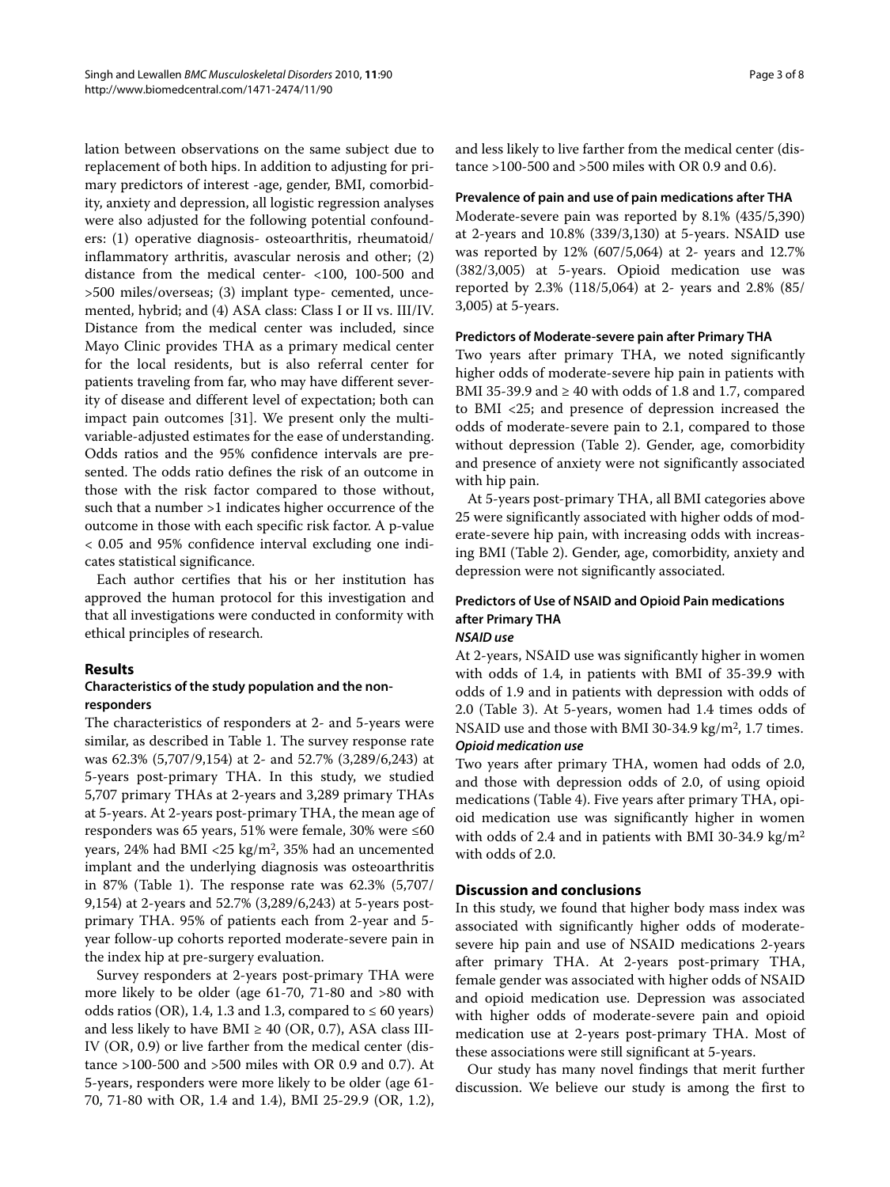lation between observations on the same subject due to replacement of both hips. In addition to adjusting for primary predictors of interest -age, gender, BMI, comorbidity, anxiety and depression, all logistic regression analyses were also adjusted for the following potential confounders: (1) operative diagnosis- osteoarthritis, rheumatoid/inflammatory arthritis, avascular nerosis and other; (2) distance from the medical center- <100, 100-500 and >500 miles/overseas; (3) implant type- cemented, uncemented, hybrid; and (4) ASA class: Class I or II vs. III/IV. Distance from the medical center was included, since Mayo Clinic provides THA as a primary medical center for the local residents, but is also referral center for patients traveling from far, who may have different severity of disease and different level of expectation; both can impact pain outcomes [31]. We present only the multivariable-adjusted estimates for the ease of understanding. Odds ratios and the 95% confidence intervals are presented. The odds ratio defines the risk of an outcome in those with the risk factor compared to those without, such that a number >1 indicates higher occurrence of the outcome in those with each specific risk factor. A p-value < 0.05 and 95% confidence interval excluding one indicates statistical significance.

Each author certifies that his or her institution has approved the human protocol for this investigation and that all investigations were conducted in conformity with ethical principles of research.

## Results

### Characteristics of the study population and the non-responders

The characteristics of responders at 2- and 5-years were similar, as described in Table 1. The survey response rate was 62.3% (5,707/9,154) at 2- and 52.7% (3,289/6,243) at 5-years post-primary THA. In this study, we studied 5,707 primary THAs at 2-years and 3,289 primary THAs at 5-years. At 2-years post-primary THA, the mean age of responders was 65 years, 51% were female, 30% were ≤60 years, 24% had BMI <25 kg/m$^2$, 35% had an uncemented implant and the underlying diagnosis was osteoarthritis in 87% (Table 1). The response rate was 62.3% (5,707/9,154) at 2-years and 52.7% (3,289/6,243) at 5-years post-primary THA. 95% of patients each from 2-year and 5-year follow-up cohorts reported moderate-severe pain in the index hip at pre-surgery evaluation.

Survey responders at 2-years post-primary THA were more likely to be older (age 61-70, 71-80 and >80 with odds ratios (OR), 1.4, 1.3 and 1.3, compared to ≤ 60 years) and less likely to have BMI ≥ 40 (OR, 0.7), ASA class III-IV (OR, 0.9) or live farther from the medical center (distance >100-500 and >500 miles with OR 0.9 and 0.7). At 5-years, responders were more likely to be older (age 61-70, 71-80 with OR, 1.4 and 1.4), BMI 25-29.9 (OR, 1.2), and less likely to live farther from the medical center (distance >100-500 and >500 miles with OR 0.9 and 0.6).

### Prevalence of pain and use of pain medications after THA

Moderate-severe pain was reported by 8.1% (435/5,390) at 2-years and 10.8% (339/3,130) at 5-years. NSAID use was reported by 12% (607/5,064) at 2- years and 12.7% (382/3,005) at 5-years. Opioid medication use was reported by 2.3% (118/5,064) at 2- years and 2.8% (85/3,005) at 5-years.

### Predictors of Moderate-severe pain after Primary THA

Two years after primary THA, we noted significantly higher odds of moderate-severe hip pain in patients with BMI 35-39.9 and ≥ 40 with odds of 1.8 and 1.7, compared to BMI <25; and presence of depression increased the odds of moderate-severe pain to 2.1, compared to those without depression (Table 2). Gender, age, comorbidity and presence of anxiety were not significantly associated with hip pain.

At 5-years post-primary THA, all BMI categories above 25 were significantly associated with higher odds of moderate-severe hip pain, with increasing odds with increasing BMI (Table 2). Gender, age, comorbidity, anxiety and depression were not significantly associated.

### Predictors of Use of NSAID and Opioid Pain medications after Primary THA

#### *NSAID use*

At 2-years, NSAID use was significantly higher in women with odds of 1.4, in patients with BMI of 35-39.9 with odds of 1.9 and in patients with depression with odds of 2.0 (Table 3). At 5-years, women had 1.4 times odds of NSAID use and those with BMI 30-34.9 kg/m$^2$, 1.7 times.

#### *Opioid medication use*

Two years after primary THA, women had odds of 2.0, and those with depression odds of 2.0, of using opioid medications (Table 4). Five years after primary THA, opioid medication use was significantly higher in women with odds of 2.4 and in patients with BMI 30-34.9 kg/m$^2$ with odds of 2.0.

## Discussion and conclusions

In this study, we found that higher body mass index was associated with significantly higher odds of moderate-severe hip pain and use of NSAID medications 2-years after primary THA. At 2-years post-primary THA, female gender was associated with higher odds of NSAID and opioid medication use. Depression was associated with higher odds of moderate-severe pain and opioid medication use at 2-years post-primary THA. Most of these associations were still significant at 5-years.

Our study has many novel findings that merit further discussion. We believe our study is among the first to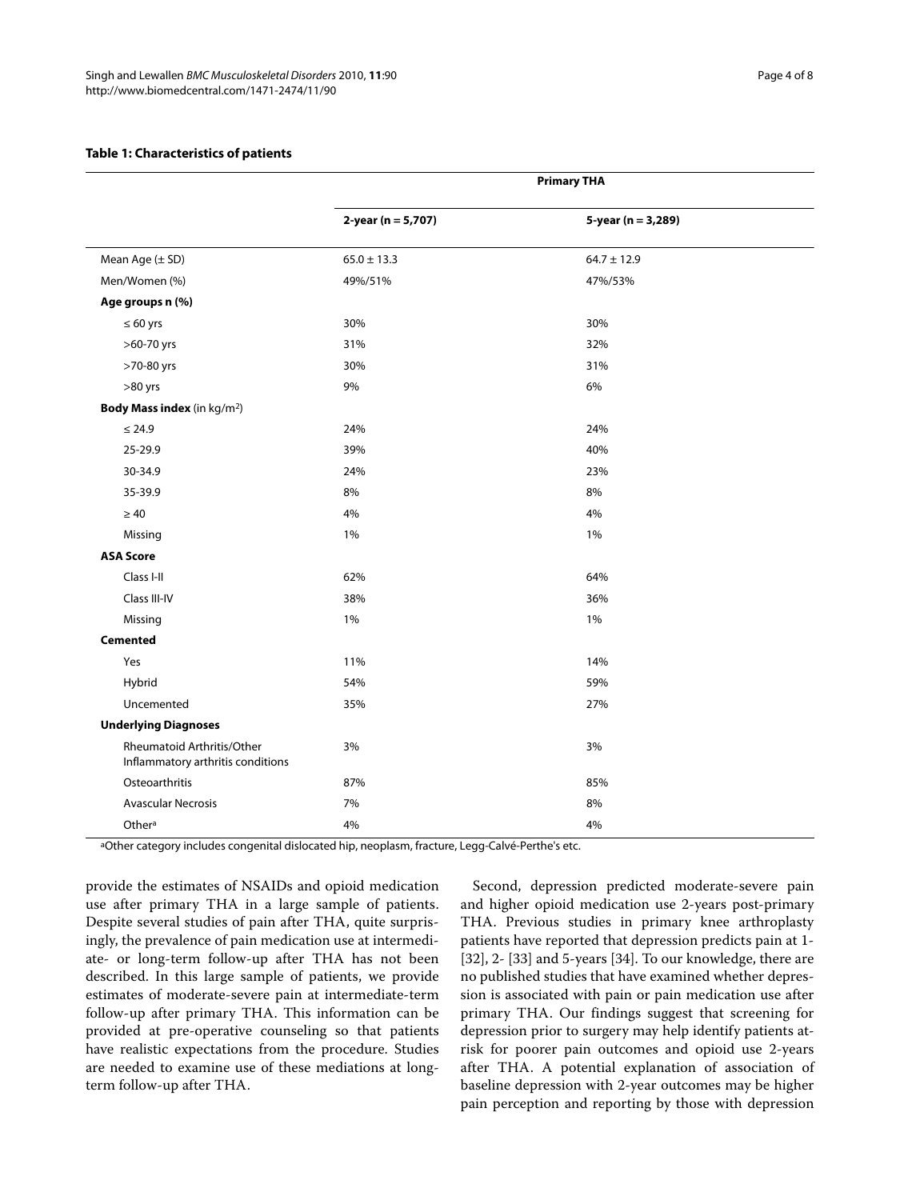**Table 1: Characteristics of patients**

| | Primary THA | |
|---|---|---|
| | 2-year (n = 5,707) | 5-year (n = 3,289) |
| Mean Age (± SD) | 65.0 ± 13.3 | 64.7 ± 12.9 |
| Men/Women (%) | 49%/51% | 47%/53% |
| **Age groups n (%)** | | |
| ≤ 60 yrs | 30% | 30% |
| >60-70 yrs | 31% | 32% |
| >70-80 yrs | 30% | 31% |
| >80 yrs | 9% | 6% |
| **Body Mass index** (in kg/m$^2$) | | |
| ≤ 24.9 | 24% | 24% |
| 25-29.9 | 39% | 40% |
| 30-34.9 | 24% | 23% |
| 35-39.9 | 8% | 8% |
| ≥ 40 | 4% | 4% |
| Missing | 1% | 1% |
| **ASA Score** | | |
| Class I-II | 62% | 64% |
| Class III-IV | 38% | 36% |
| Missing | 1% | 1% |
| **Cemented** | | |
| Yes | 11% | 14% |
| Hybrid | 54% | 59% |
| Uncemented | 35% | 27% |
| **Underlying Diagnoses** | | |
| Rheumatoid Arthritis/Other Inflammatory arthritis conditions | 3% | 3% |
| Osteoarthritis | 87% | 85% |
| Avascular Necrosis | 7% | 8% |
| Other[a] | 4% | 4% |

[a]Other category includes congenital dislocated hip, neoplasm, fracture, Legg-Calvé-Perthe's etc.

provide the estimates of NSAIDs and opioid medication use after primary THA in a large sample of patients. Despite several studies of pain after THA, quite surprisingly, the prevalence of pain medication use at intermediate- or long-term follow-up after THA has not been described. In this large sample of patients, we provide estimates of moderate-severe pain at intermediate-term follow-up after primary THA. This information can be provided at pre-operative counseling so that patients have realistic expectations from the procedure. Studies are needed to examine use of these mediations at long-term follow-up after THA.

Second, depression predicted moderate-severe pain and higher opioid medication use 2-years post-primary THA. Previous studies in primary knee arthroplasty patients have reported that depression predicts pain at 1- [32], 2- [33] and 5-years [34]. To our knowledge, there are no published studies that have examined whether depression is associated with pain or pain medication use after primary THA. Our findings suggest that screening for depression prior to surgery may help identify patients at-risk for poorer pain outcomes and opioid use 2-years after THA. A potential explanation of association of baseline depression with 2-year outcomes may be higher pain perception and reporting by those with depression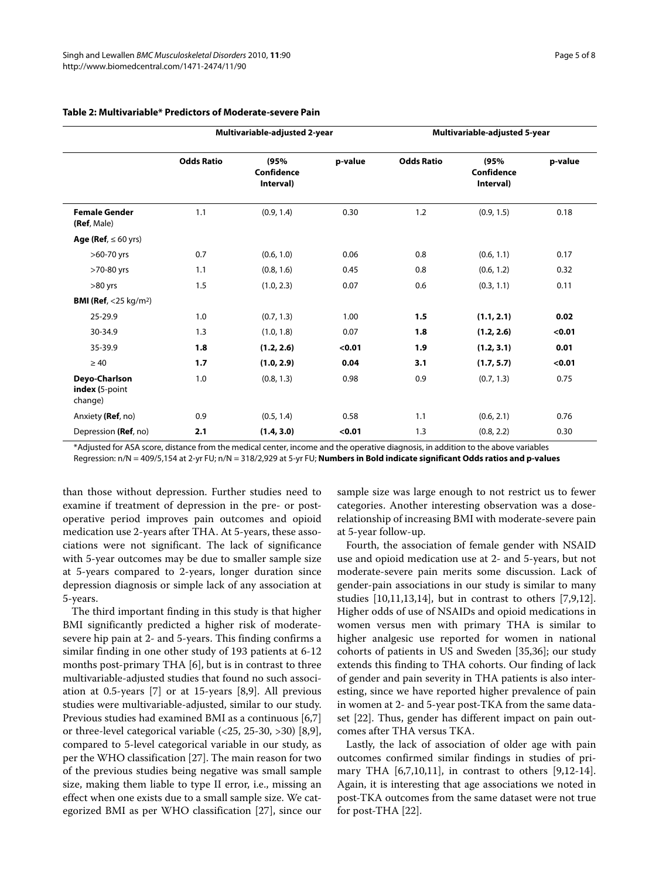**Table 2: Multivariable* Predictors of Moderate-severe Pain**

| | Multivariable-adjusted 2-year | | | Multivariable-adjusted 5-year | | |
|---|---|---|---|---|---|---|
| | Odds Ratio | (95% Confidence Interval) | p-value | Odds Ratio | (95% Confidence Interval) | p-value |
| **Female Gender (Ref**, Male) | 1.1 | (0.9, 1.4) | 0.30 | 1.2 | (0.9, 1.5) | 0.18 |
| **Age (Ref**, ≤ 60 yrs) | | | | | | |
| >60-70 yrs | 0.7 | (0.6, 1.0) | 0.06 | 0.8 | (0.6, 1.1) | 0.17 |
| >70-80 yrs | 1.1 | (0.8, 1.6) | 0.45 | 0.8 | (0.6, 1.2) | 0.32 |
| >80 yrs | 1.5 | (1.0, 2.3) | 0.07 | 0.6 | (0.3, 1.1) | 0.11 |
| **BMI (Ref**, <25 kg/m$^2$) | | | | | | |
| 25-29.9 | 1.0 | (0.7, 1.3) | 1.00 | **1.5** | **(1.1, 2.1)** | **0.02** |
| 30-34.9 | 1.3 | (1.0, 1.8) | 0.07 | **1.8** | **(1.2, 2.6)** | **<0.01** |
| 35-39.9 | **1.8** | **(1.2, 2.6)** | **<0.01** | **1.9** | **(1.2, 3.1)** | **0.01** |
| ≥ 40 | **1.7** | **(1.0, 2.9)** | **0.04** | **3.1** | **(1.7, 5.7)** | **<0.01** |
| **Deyo-Charlson index (**5-point change) | 1.0 | (0.8, 1.3) | 0.98 | 0.9 | (0.7, 1.3) | 0.75 |
| Anxiety **(Ref**, no) | 0.9 | (0.5, 1.4) | 0.58 | 1.1 | (0.6, 2.1) | 0.76 |
| Depression **(Ref**, no) | **2.1** | **(1.4, 3.0)** | **<0.01** | 1.3 | (0.8, 2.2) | 0.30 |

*Adjusted for ASA score, distance from the medical center, income and the operative diagnosis, in addition to the above variables
Regression: n/N = 409/5,154 at 2-yr FU; n/N = 318/2,929 at 5-yr FU; **Numbers in Bold indicate significant Odds ratios and p-values**

than those without depression. Further studies need to examine if treatment of depression in the pre- or post-operative period improves pain outcomes and opioid medication use 2-years after THA. At 5-years, these associations were not significant. The lack of significance with 5-year outcomes may be due to smaller sample size at 5-years compared to 2-years, longer duration since depression diagnosis or simple lack of any association at 5-years.

The third important finding in this study is that higher BMI significantly predicted a higher risk of moderate-severe hip pain at 2- and 5-years. This finding confirms a similar finding in one other study of 193 patients at 6-12 months post-primary THA [6], but is in contrast to three multivariable-adjusted studies that found no such association at 0.5-years [7] or at 15-years [8,9]. All previous studies were multivariable-adjusted, similar to our study. Previous studies had examined BMI as a continuous [6,7] or three-level categorical variable (<25, 25-30, >30) [8,9], compared to 5-level categorical variable in our study, as per the WHO classification [27]. The main reason for two of the previous studies being negative was small sample size, making them liable to type II error, i.e., missing an effect when one exists due to a small sample size. We categorized BMI as per WHO classification [27], since our sample size was large enough to not restrict us to fewer categories. Another interesting observation was a dose-relationship of increasing BMI with moderate-severe pain at 5-year follow-up.

Fourth, the association of female gender with NSAID use and opioid medication use at 2- and 5-years, but not moderate-severe pain merits some discussion. Lack of gender-pain associations in our study is similar to many studies [10,11,13,14], but in contrast to others [7,9,12]. Higher odds of use of NSAIDs and opioid medications in women versus men with primary THA is similar to higher analgesic use reported for women in national cohorts of patients in US and Sweden [35,36]; our study extends this finding to THA cohorts. Our finding of lack of gender and pain severity in THA patients is also interesting, since we have reported higher prevalence of pain in women at 2- and 5-year post-TKA from the same dataset [22]. Thus, gender has different impact on pain outcomes after THA versus TKA.

Lastly, the lack of association of older age with pain outcomes confirmed similar findings in studies of primary THA [6,7,10,11], in contrast to others [9,12-14]. Again, it is interesting that age associations we noted in post-TKA outcomes from the same dataset were not true for post-THA [22].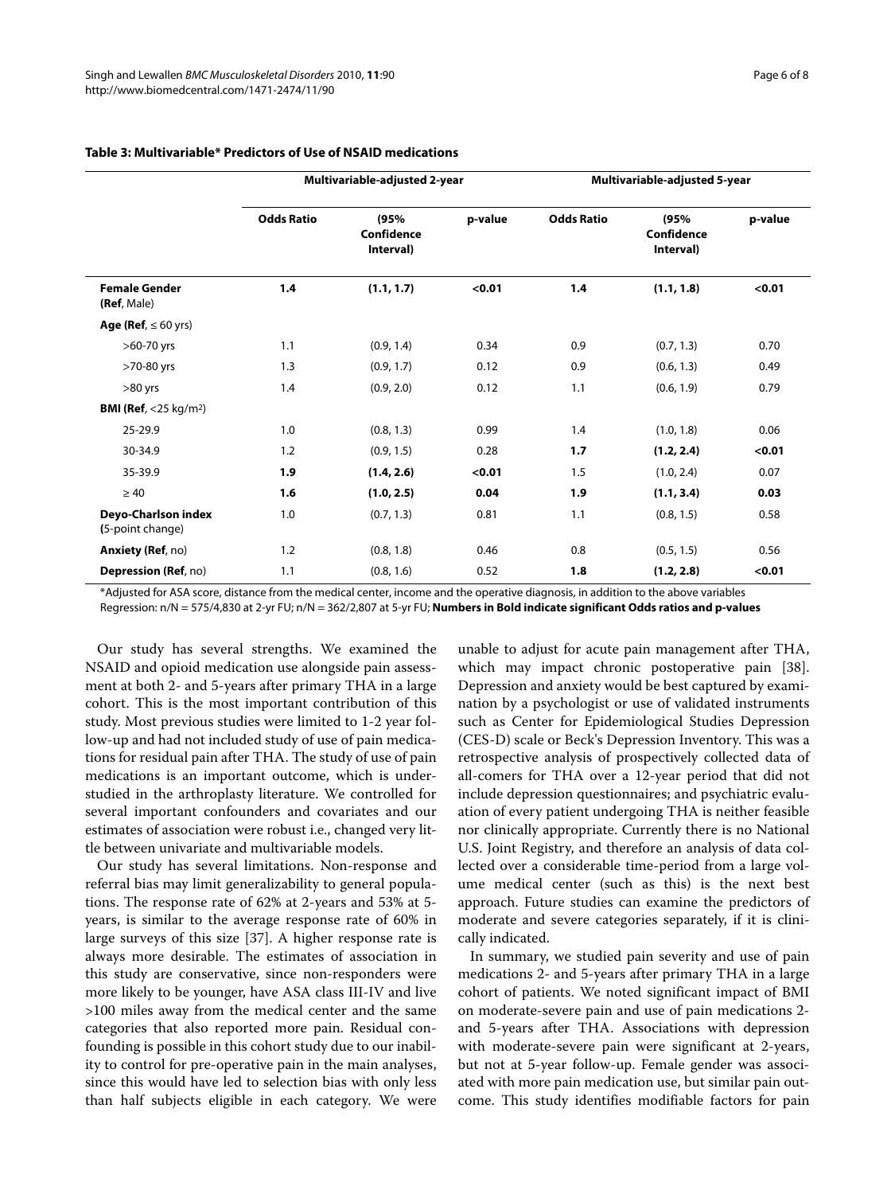**Table 3: Multivariable* Predictors of Use of NSAID medications**

| | Multivariable-adjusted 2-year | | | Multivariable-adjusted 5-year | | |
|---|---|---|---|---|---|---|
| | Odds Ratio | (95% Confidence Interval) | p-value | Odds Ratio | (95% Confidence Interval) | p-value |
| **Female Gender** (**Ref**, Male) | **1.4** | **(1.1, 1.7)** | **<0.01** | **1.4** | **(1.1, 1.8)** | **<0.01** |
| **Age (Ref**, ≤ 60 yrs) | | | | | | |
| >60-70 yrs | 1.1 | (0.9, 1.4) | 0.34 | 0.9 | (0.7, 1.3) | 0.70 |
| >70-80 yrs | 1.3 | (0.9, 1.7) | 0.12 | 0.9 | (0.6, 1.3) | 0.49 |
| >80 yrs | 1.4 | (0.9, 2.0) | 0.12 | 1.1 | (0.6, 1.9) | 0.79 |
| **BMI (Ref**, <25 kg/m$^2$) | | | | | | |
| 25-29.9 | 1.0 | (0.8, 1.3) | 0.99 | 1.4 | (1.0, 1.8) | 0.06 |
| 30-34.9 | 1.2 | (0.9, 1.5) | 0.28 | **1.7** | **(1.2, 2.4)** | **<0.01** |
| 35-39.9 | **1.9** | **(1.4, 2.6)** | **<0.01** | 1.5 | (1.0, 2.4) | 0.07 |
| ≥ 40 | **1.6** | **(1.0, 2.5)** | **0.04** | **1.9** | **(1.1, 3.4)** | **0.03** |
| **Deyo-Charlson index** (5-point change) | 1.0 | (0.7, 1.3) | 0.81 | 1.1 | (0.8, 1.5) | 0.58 |
| **Anxiety (Ref**, no) | 1.2 | (0.8, 1.8) | 0.46 | 0.8 | (0.5, 1.5) | 0.56 |
| **Depression (Ref**, no) | 1.1 | (0.8, 1.6) | 0.52 | **1.8** | **(1.2, 2.8)** | **<0.01** |

*Adjusted for ASA score, distance from the medical center, income and the operative diagnosis, in addition to the above variables
Regression: n/N = 575/4,830 at 2-yr FU; n/N = 362/2,807 at 5-yr FU; **Numbers in Bold indicate significant Odds ratios and p-values**

Our study has several strengths. We examined the NSAID and opioid medication use alongside pain assessment at both 2- and 5-years after primary THA in a large cohort. This is the most important contribution of this study. Most previous studies were limited to 1-2 year follow-up and had not included study of use of pain medications for residual pain after THA. The study of use of pain medications is an important outcome, which is understudied in the arthroplasty literature. We controlled for several important confounders and covariates and our estimates of association were robust i.e., changed very little between univariate and multivariable models.

Our study has several limitations. Non-response and referral bias may limit generalizability to general populations. The response rate of 62% at 2-years and 53% at 5-years, is similar to the average response rate of 60% in large surveys of this size [37]. A higher response rate is always more desirable. The estimates of association in this study are conservative, since non-responders were more likely to be younger, have ASA class III-IV and live >100 miles away from the medical center and the same categories that also reported more pain. Residual confounding is possible in this cohort study due to our inability to control for pre-operative pain in the main analyses, since this would have led to selection bias with only less than half subjects eligible in each category. We were unable to adjust for acute pain management after THA, which may impact chronic postoperative pain [38]. Depression and anxiety would be best captured by examination by a psychologist or use of validated instruments such as Center for Epidemiological Studies Depression (CES-D) scale or Beck's Depression Inventory. This was a retrospective analysis of prospectively collected data of all-comers for THA over a 12-year period that did not include depression questionnaires; and psychiatric evaluation of every patient undergoing THA is neither feasible nor clinically appropriate. Currently there is no National U.S. Joint Registry, and therefore an analysis of data collected over a considerable time-period from a large volume medical center (such as this) is the next best approach. Future studies can examine the predictors of moderate and severe categories separately, if it is clinically indicated.

In summary, we studied pain severity and use of pain medications 2- and 5-years after primary THA in a large cohort of patients. We noted significant impact of BMI on moderate-severe pain and use of pain medications 2- and 5-years after THA. Associations with depression with moderate-severe pain were significant at 2-years, but not at 5-year follow-up. Female gender was associated with more pain medication use, but similar pain outcome. This study identifies modifiable factors for pain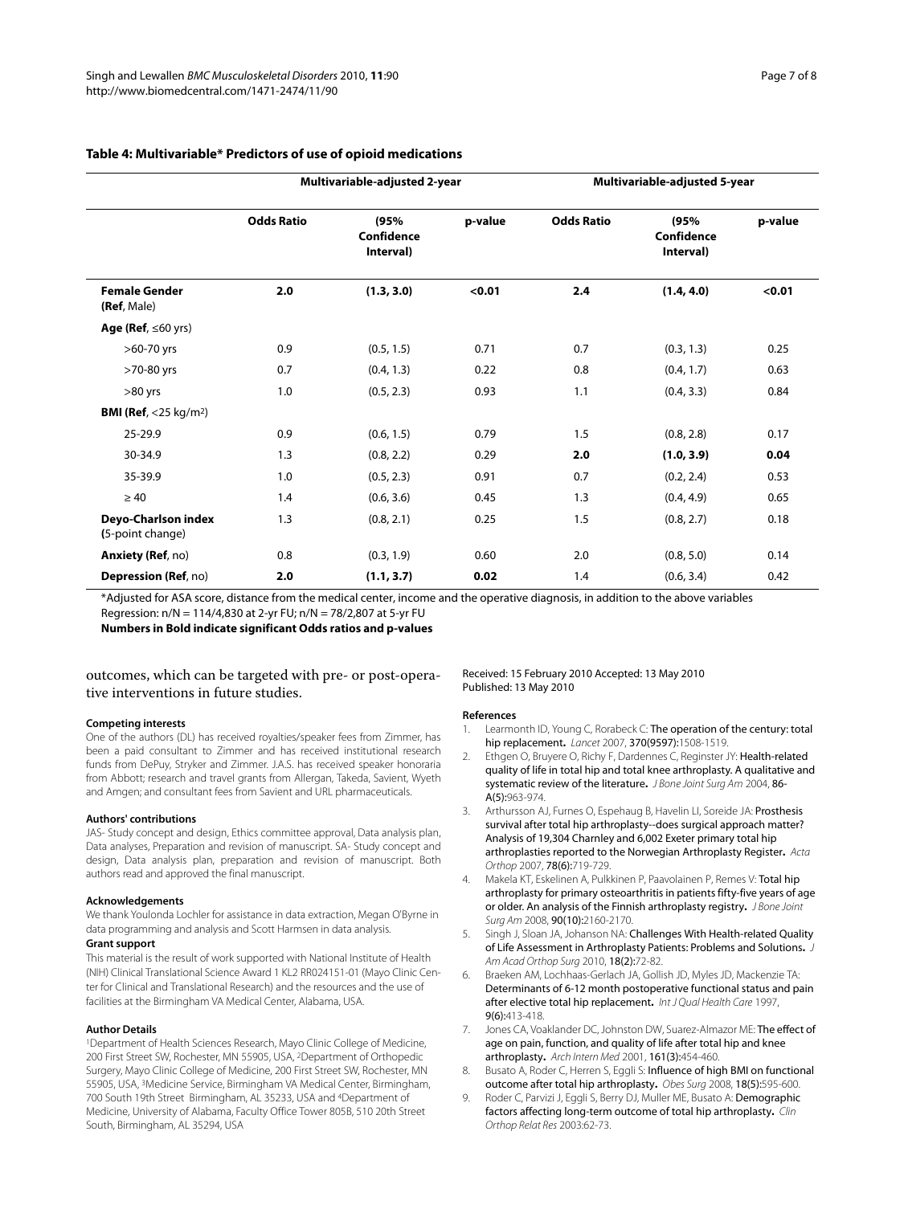**Table 4: Multivariable* Predictors of use of opioid medications**

| | Multivariable-adjusted 2-year | | | Multivariable-adjusted 5-year | | |
|---|---|---|---|---|---|---|
| | Odds Ratio | (95% Confidence Interval) | p-value | Odds Ratio | (95% Confidence Interval) | p-value |
| **Female Gender** (**Ref**, Male) | **2.0** | **(1.3, 3.0)** | **<0.01** | **2.4** | **(1.4, 4.0)** | **<0.01** |
| **Age (Ref**, ≤60 yrs) | | | | | | |
| >60-70 yrs | 0.9 | (0.5, 1.5) | 0.71 | 0.7 | (0.3, 1.3) | 0.25 |
| >70-80 yrs | 0.7 | (0.4, 1.3) | 0.22 | 0.8 | (0.4, 1.7) | 0.63 |
| >80 yrs | 1.0 | (0.5, 2.3) | 0.93 | 1.1 | (0.4, 3.3) | 0.84 |
| **BMI (Ref**, <25 kg/m$^2$) | | | | | | |
| 25-29.9 | 0.9 | (0.6, 1.5) | 0.79 | 1.5 | (0.8, 2.8) | 0.17 |
| 30-34.9 | 1.3 | (0.8, 2.2) | 0.29 | **2.0** | **(1.0, 3.9)** | **0.04** |
| 35-39.9 | 1.0 | (0.5, 2.3) | 0.91 | 0.7 | (0.2, 2.4) | 0.53 |
| ≥ 40 | 1.4 | (0.6, 3.6) | 0.45 | 1.3 | (0.4, 4.9) | 0.65 |
| **Deyo-Charlson index (**5-point change) | 1.3 | (0.8, 2.1) | 0.25 | 1.5 | (0.8, 2.7) | 0.18 |
| **Anxiety (Ref**, no) | 0.8 | (0.3, 1.9) | 0.60 | 2.0 | (0.8, 5.0) | 0.14 |
| **Depression (Ref**, no) | **2.0** | **(1.1, 3.7)** | **0.02** | 1.4 | (0.6, 3.4) | 0.42 |

*Adjusted for ASA score, distance from the medical center, income and the operative diagnosis, in addition to the above variables
Regression: n/N = 114/4,830 at 2-yr FU; n/N = 78/2,807 at 5-yr FU
**Numbers in Bold indicate significant Odds ratios and p-values**

outcomes, which can be targeted with pre- or post-operative interventions in future studies.

#### Competing interests

One of the authors (DL) has received royalties/speaker fees from Zimmer, has been a paid consultant to Zimmer and has received institutional research funds from DePuy, Stryker and Zimmer. J.A.S. has received speaker honoraria from Abbott; research and travel grants from Allergan, Takeda, Savient, Wyeth and Amgen; and consultant fees from Savient and URL pharmaceuticals.

#### Authors' contributions

JAS- Study concept and design, Ethics committee approval, Data analysis plan, Data analyses, Preparation and revision of manuscript. SA- Study concept and design, Data analysis plan, preparation and revision of manuscript. Both authors read and approved the final manuscript.

#### Acknowledgements

We thank Youlonda Lochler for assistance in data extraction, Megan O'Byrne in data programming and analysis and Scott Harmsen in data analysis.

#### Grant support

This material is the result of work supported with National Institute of Health (NIH) Clinical Translational Science Award 1 KL2 RR024151-01 (Mayo Clinic Center for Clinical and Translational Research) and the resources and the use of facilities at the Birmingham VA Medical Center, Alabama, USA.

#### Author Details

[1]Department of Health Sciences Research, Mayo Clinic College of Medicine, 200 First Street SW, Rochester, MN 55905, USA, [2]Department of Orthopedic Surgery, Mayo Clinic College of Medicine, 200 First Street SW, Rochester, MN 55905, USA, [3]Medicine Service, Birmingham VA Medical Center, Birmingham, 700 South 19th Street Birmingham, AL 35233, USA and [4]Department of Medicine, University of Alabama, Faculty Office Tower 805B, 510 20th Street South, Birmingham, AL 35294, USA

Received: 15 February 2010 Accepted: 13 May 2010
Published: 13 May 2010

#### References

1. Learmonth ID, Young C, Rorabeck C: **The operation of the century: total hip replacement.** *Lancet* 2007, **370(9597):**1508-1519.
2. Ethgen O, Bruyere O, Richy F, Dardennes C, Reginster JY: **Health-related quality of life in total hip and total knee arthroplasty. A qualitative and systematic review of the literature.** *J Bone Joint Surg Am* 2004, **86-A(5):**963-974.
3. Arthursson AJ, Furnes O, Espehaug B, Havelin LI, Soreide JA: **Prosthesis survival after total hip arthroplasty--does surgical approach matter? Analysis of 19,304 Charnley and 6,002 Exeter primary total hip arthroplasties reported to the Norwegian Arthroplasty Register.** *Acta Orthop* 2007, **78(6):**719-729.
4. Makela KT, Eskelinen A, Pulkkinen P, Paavolainen P, Remes V: **Total hip arthroplasty for primary osteoarthritis in patients fifty-five years of age or older. An analysis of the Finnish arthroplasty registry.** *J Bone Joint Surg Am* 2008, **90(10):**2160-2170.
5. Singh J, Sloan JA, Johanson NA: **Challenges With Health-related Quality of Life Assessment in Arthroplasty Patients: Problems and Solutions.** *J Am Acad Orthop Surg* 2010, **18(2):**72-82.
6. Braeken AM, Lochhaas-Gerlach JA, Gollish JD, Myles JD, Mackenzie TA: **Determinants of 6-12 month postoperative functional status and pain after elective total hip replacement.** *Int J Qual Health Care* 1997, **9(6):**413-418.
7. Jones CA, Voaklander DC, Johnston DW, Suarez-Almazor ME: **The effect of age on pain, function, and quality of life after total hip and knee arthroplasty.** *Arch Intern Med* 2001, **161(3):**454-460.
8. Busato A, Roder C, Herren S, Eggli S: **Influence of high BMI on functional outcome after total hip arthroplasty.** *Obes Surg* 2008, **18(5):**595-600.
9. Roder C, Parvizi J, Eggli S, Berry DJ, Muller ME, Busato A: **Demographic factors affecting long-term outcome of total hip arthroplasty.** *Clin Orthop Relat Res* 2003:62-73.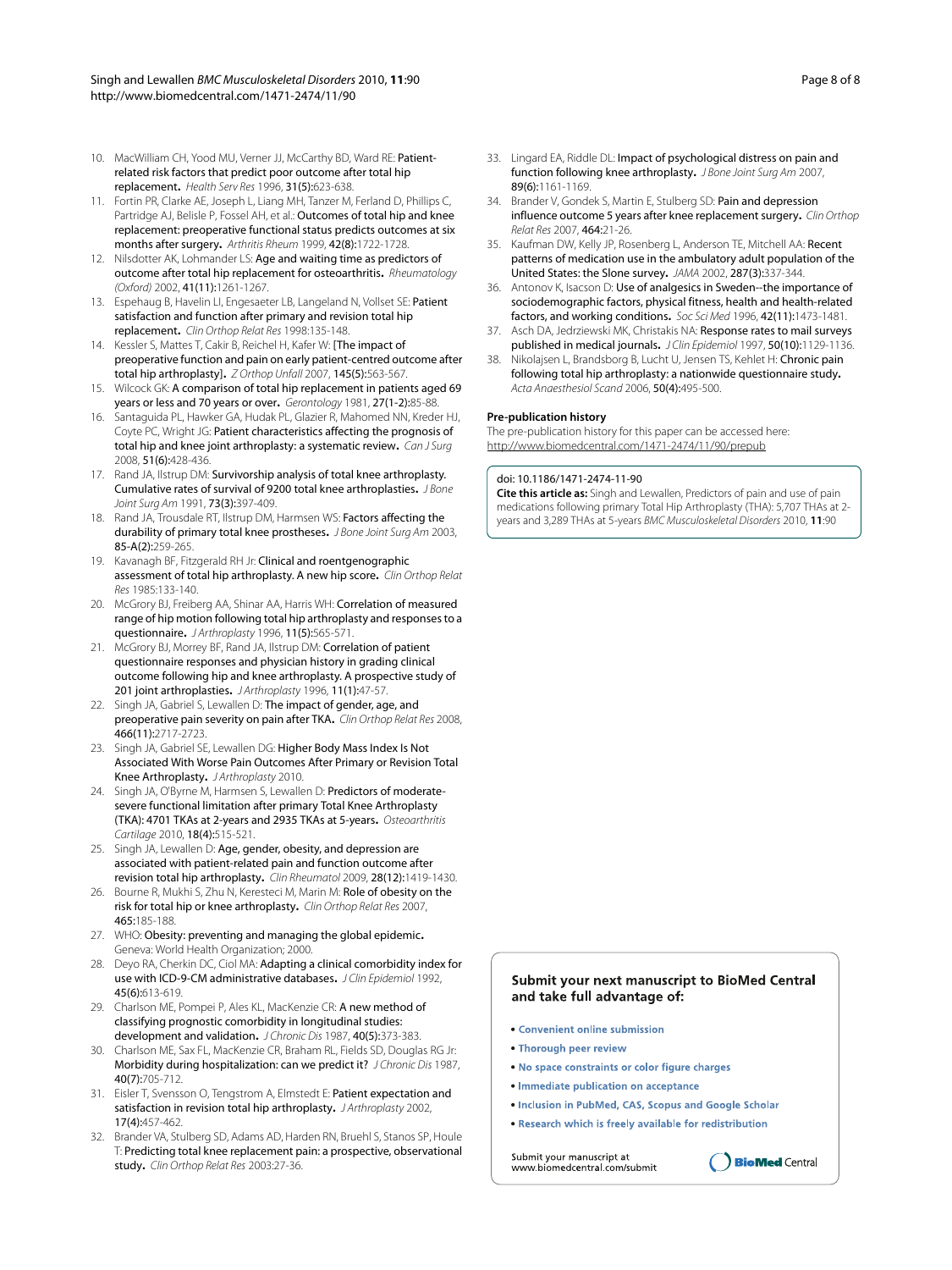10. MacWilliam CH, Yood MU, Verner JJ, McCarthy BD, Ward RE: **Patient-related risk factors that predict poor outcome after total hip replacement.** *Health Serv Res* 1996, **31(5)**:623-638.
11. Fortin PR, Clarke AE, Joseph L, Liang MH, Tanzer M, Ferland D, Phillips C, Partridge AJ, Belisle P, Fossel AH, et al.: **Outcomes of total hip and knee replacement: preoperative functional status predicts outcomes at six months after surgery.** *Arthritis Rheum* 1999, **42(8)**:1722-1728.
12. Nilsdotter AK, Lohmander LS: **Age and waiting time as predictors of outcome after total hip replacement for osteoarthritis.** *Rheumatology (Oxford)* 2002, **41(11)**:1261-1267.
13. Espehaug B, Havelin LI, Engesaeter LB, Langeland N, Vollset SE: **Patient satisfaction and function after primary and revision total hip replacement.** *Clin Orthop Relat Res* 1998:135-148.
14. Kessler S, Mattes T, Cakir B, Reichel H, Kafer W: **[The impact of preoperative function and pain on early patient-centred outcome after total hip arthroplasty].** *Z Orthop Unfall* 2007, **145(5)**:563-567.
15. Wilcock GK: **A comparison of total hip replacement in patients aged 69 years or less and 70 years or over.** *Gerontology* 1981, **27(1-2)**:85-88.
16. Santaguida PL, Hawker GA, Hudak PL, Glazier R, Mahomed NN, Kreder HJ, Coyte PC, Wright JG: **Patient characteristics affecting the prognosis of total hip and knee joint arthroplasty: a systematic review.** *Can J Surg* 2008, **51(6)**:428-436.
17. Rand JA, Ilstrup DM: **Survivorship analysis of total knee arthroplasty. Cumulative rates of survival of 9200 total knee arthroplasties.** *J Bone Joint Surg Am* 1991, **73(3)**:397-409.
18. Rand JA, Trousdale RT, Ilstrup DM, Harmsen WS: **Factors affecting the durability of primary total knee prostheses.** *J Bone Joint Surg Am* 2003, **85-A(2)**:259-265.
19. Kavanagh BF, Fitzgerald RH Jr: **Clinical and roentgenographic assessment of total hip arthroplasty. A new hip score.** *Clin Orthop Relat Res* 1985:133-140.
20. McGrory BJ, Freiberg AA, Shinar AA, Harris WH: **Correlation of measured range of hip motion following total hip arthroplasty and responses to a questionnaire.** *J Arthroplasty* 1996, **11(5)**:565-571.
21. McGrory BJ, Morrey BF, Rand JA, Ilstrup DM: **Correlation of patient questionnaire responses and physician history in grading clinical outcome following hip and knee arthroplasty. A prospective study of 201 joint arthroplasties.** *J Arthroplasty* 1996, **11(1)**:47-57.
22. Singh JA, Gabriel S, Lewallen D: **The impact of gender, age, and preoperative pain severity on pain after TKA.** *Clin Orthop Relat Res* 2008, **466(11)**:2717-2723.
23. Singh JA, Gabriel SE, Lewallen DG: **Higher Body Mass Index Is Not Associated With Worse Pain Outcomes After Primary or Revision Total Knee Arthroplasty.** *J Arthroplasty* 2010.
24. Singh JA, O'Byrne M, Harmsen S, Lewallen D: **Predictors of moderate-severe functional limitation after primary Total Knee Arthroplasty (TKA): 4701 TKAs at 2-years and 2935 TKAs at 5-years.** *Osteoarthritis Cartilage* 2010, **18(4)**:515-521.
25. Singh JA, Lewallen D: **Age, gender, obesity, and depression are associated with patient-related pain and function outcome after revision total hip arthroplasty.** *Clin Rheumatol* 2009, **28(12)**:1419-1430.
26. Bourne R, Mukhi S, Zhu N, Keresteci M, Marin M: **Role of obesity on the risk for total hip or knee arthroplasty.** *Clin Orthop Relat Res* 2007, **465**:185-188.
27. WHO: **Obesity: preventing and managing the global epidemic.** Geneva: World Health Organization; 2000.
28. Deyo RA, Cherkin DC, Ciol MA: **Adapting a clinical comorbidity index for use with ICD-9-CM administrative databases.** *J Clin Epidemiol* 1992, **45(6)**:613-619.
29. Charlson ME, Pompei P, Ales KL, MacKenzie CR: **A new method of classifying prognostic comorbidity in longitudinal studies: development and validation.** *J Chronic Dis* 1987, **40(5)**:373-383.
30. Charlson ME, Sax FL, MacKenzie CR, Braham RL, Fields SD, Douglas RG Jr: **Morbidity during hospitalization: can we predict it?** *J Chronic Dis* 1987, **40(7)**:705-712.
31. Eisler T, Svensson O, Tengstrom A, Elmstedt E: **Patient expectation and satisfaction in revision total hip arthroplasty.** *J Arthroplasty* 2002, **17(4)**:457-462.
32. Brander VA, Stulberg SD, Adams AD, Harden RN, Bruehl S, Stanos SP, Houle T: **Predicting total knee replacement pain: a prospective, observational study.** *Clin Orthop Relat Res* 2003:27-36.
33. Lingard EA, Riddle DL: **Impact of psychological distress on pain and function following knee arthroplasty.** *J Bone Joint Surg Am* 2007, **89(6)**:1161-1169.
34. Brander V, Gondek S, Martin E, Stulberg SD: **Pain and depression influence outcome 5 years after knee replacement surgery.** *Clin Orthop Relat Res* 2007, **464**:21-26.
35. Kaufman DW, Kelly JP, Rosenberg L, Anderson TE, Mitchell AA: **Recent patterns of medication use in the ambulatory adult population of the United States: the Slone survey.** *JAMA* 2002, **287(3)**:337-344.
36. Antonov K, Isacson D: **Use of analgesics in Sweden--the importance of sociodemographic factors, physical fitness, health and health-related factors, and working conditions.** *Soc Sci Med* 1996, **42(11)**:1473-1481.
37. Asch DA, Jedrziewski MK, Christakis NA: **Response rates to mail surveys published in medical journals.** *J Clin Epidemiol* 1997, **50(10)**:1129-1136.
38. Nikolajsen L, Brandsborg B, Lucht U, Jensen TS, Kehlet H: **Chronic pain following total hip arthroplasty: a nationwide questionnaire study.** *Acta Anaesthesiol Scand* 2006, **50(4)**:495-500.

## Pre-publication history

The pre-publication history for this paper can be accessed here:
http://www.biomedcentral.com/1471-2474/11/90/prepub

doi: 10.1186/1471-2474-11-90

**Cite this article as:** Singh and Lewallen, Predictors of pain and use of pain medications following primary Total Hip Arthroplasty (THA): 5,707 THAs at 2-years and 3,289 THAs at 5-years *BMC Musculoskeletal Disorders* 2010, **11**:90

**Submit your next manuscript to BioMed Central and take full advantage of:**

- Convenient online submission
- Thorough peer review
- No space constraints or color figure charges
- Immediate publication on acceptance
- Inclusion in PubMed, CAS, Scopus and Google Scholar
- Research which is freely available for redistribution

Submit your manuscript at www.biomedcentral.com/submit

BioMed Central